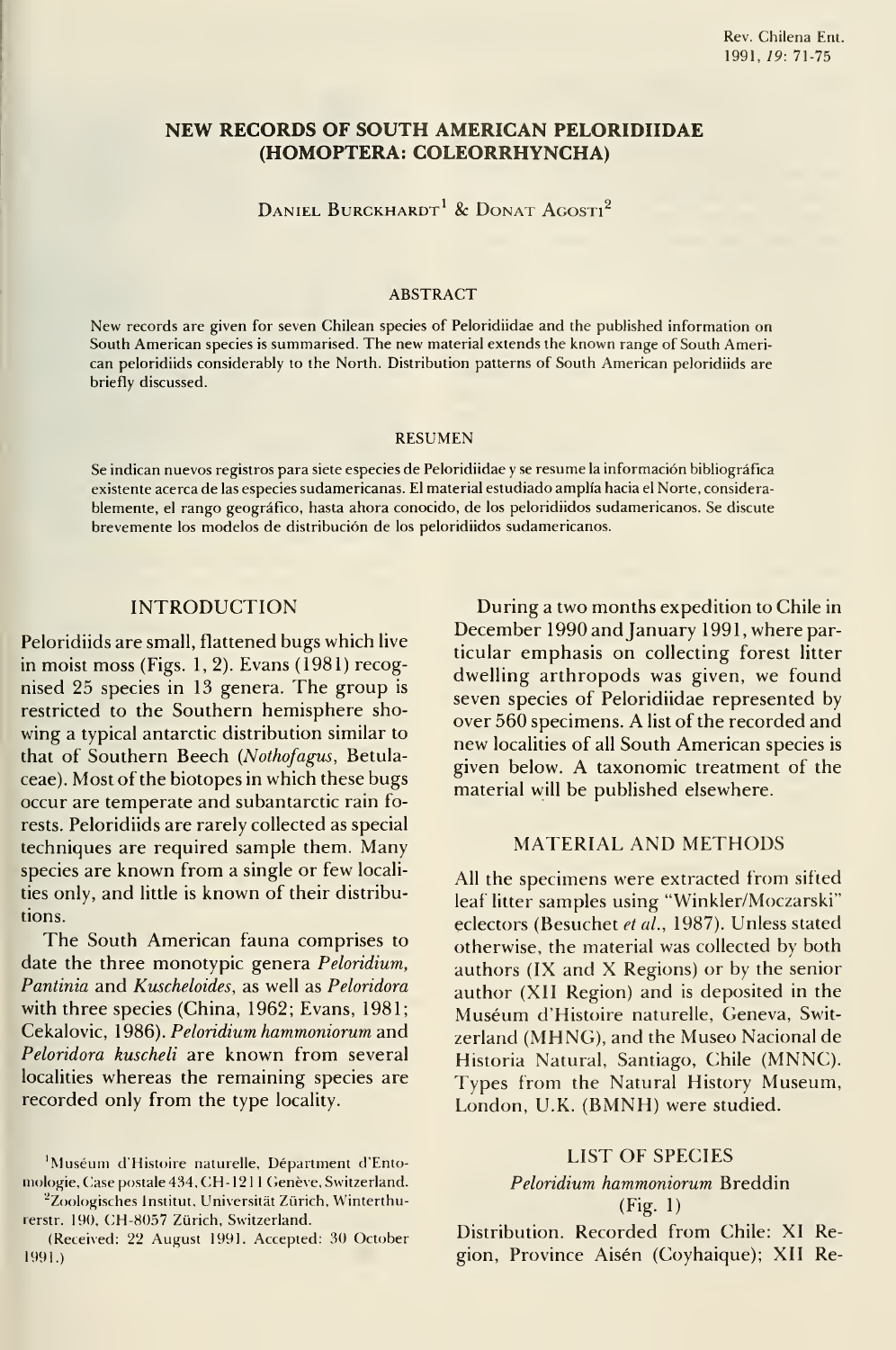# NEW RECORDS OF SOUTH AMERICAN PELORIDIIDAE (HOMOPTERA: COLEORRHYNCHA)

Daniel Burckhardt[1] & Donat Agosti[2]

## ABSTRACT

New records are given for seven Chilean species of Peloridiidae and the published information on South American species is summarised. The new material extends the known range of South American peloridiids considerably to the North. Distribution patterns of South American peloridiids are briefly discussed.

## RESUMEN

Se indican nuevos registros para siete especies de Peloridiidae y se resume la información bibliográfica existente acerca de las especies sudamericanas. El material estudiado amplía hacia el Norte, considerablemente, el rango geográfico, hasta ahora conocido, de los peloridiidos sudamericanos. Se discute brevemente los modelos de distribución de los peloridiidos sudamericanos.

## INTRODUCTION

Peloridiids are small, flattened bugs which live in moist moss (Figs. 1, 2). Evans (1981) recognised 25 species in 13 genera. The group is restricted to the Southern hemisphere showing a typical antarctic distribution similar to that of Southern Beech (*Nothofagus*, Betulaceae). Most of the biotopes in which these bugs occur are temperate and subantarctic rain forests. Peloridiids are rarely collected as special techniques are required sample them. Many species are known from a single or few localities only, and little is known of their distributions.

The South American fauna comprises to date the three monotypic genera *Peloridium*, *Pantinia* and *Kuscheloides*, as well as *Peloridora* with three species (China, 1962; Evans, 1981; Cekalovic, 1986). *Peloridium hammoniorum* and *Peloridora kuscheli* are known from several localities whereas the remaining species are recorded only from the type locality.

During a two months expedition to Chile in December 1990 and January 1991, where particular emphasis on collecting forest litter dwelling arthropods was given, we found seven species of Peloridiidae represented by over 560 specimens. A list of the recorded and new localities of all South American species is given below. A taxonomic treatment of the material will be published elsewhere.

## MATERIAL AND METHODS

All the specimens were extracted from sifted leaf litter samples using "Winkler/Moczarski" eclectors (Besuchet *et al.*, 1987). Unless stated otherwise, the material was collected by both authors (IX and X Regions) or by the senior author (XII Region) and is deposited in the Muséum d'Histoire naturelle, Geneva, Switzerland (MHNG), and the Museo Nacional de Historia Natural, Santiago, Chile (MNNC). Types from the Natural History Museum, London, U.K. (BMNH) were studied.

## LIST OF SPECIES

### *Peloridium hammoniorum* Breddin (Fig. 1)

Distribution. Recorded from Chile: XI Region, Province Aisén (Coyhaique); XII Re-

[1]Muséum d'Histoire naturelle, Départment d'Entomologie, Case postale 434, CH-1211 Genève, Switzerland.

[2]Zoologisches Institut, Universität Zürich, Winterthurerstr. 190, CH-8057 Zürich, Switzerland.

(Received: 22 August 1991. Accepted: 30 October 1991.)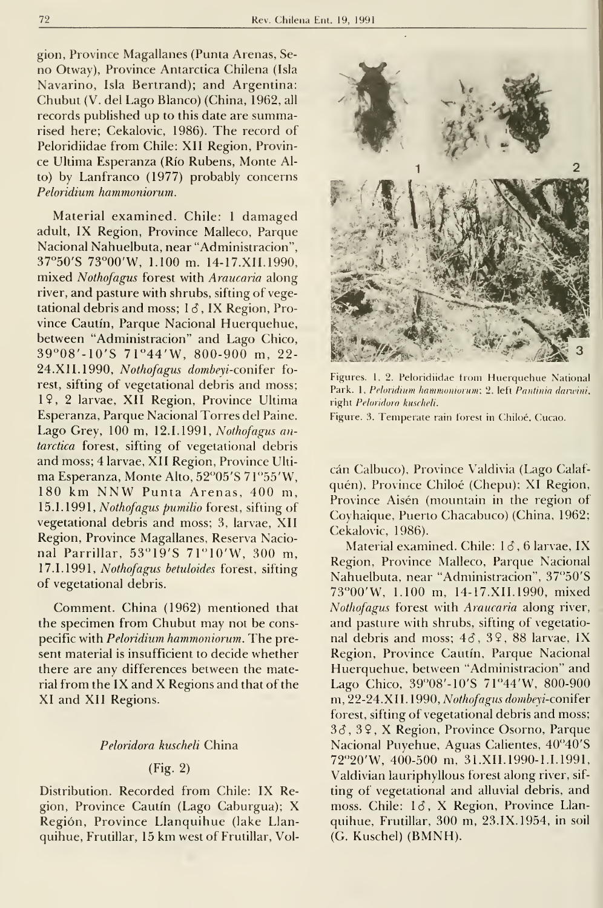gion, Province Magallanes (Punta Arenas, Seno Otway), Province Antarctica Chilena (Isla Navarino, Isla Bertrand); and Argentina: Chubut (V. del Lago Blanco) (China, 1962, all records published up to this date are summarised here; Cekalovic, 1986). The record of Peloridiidae from Chile: XII Region, Province Ultima Esperanza (Río Rubens, Monte Alto) by Lanfranco (1977) probably concerns *Peloridium hammoniorum*.

Material examined. Chile: 1 damaged adult, IX Region, Province Malleco, Parque Nacional Nahuelbuta, near "Administracion", 37°50'S 73°00'W, 1.100 m. 14-17.XII.1990, mixed *Nothofagus* forest with *Araucaria* along river, and pasture with shrubs, sifting of vegetational debris and moss; 1♂, IX Region, Province Cautín, Parque Nacional Huerquehue, between "Administracion" and Lago Chico, 39°08'-10'S 71°44'W, 800-900 m, 22-24.XII.1990, *Nothofagus dombeyi*-conifer forest, sifting of vegetational debris and moss; 1♀, 2 larvae, XII Region, Province Ultima Esperanza, Parque Nacional Torres del Paine. Lago Grey, 100 m, 12.I.1991, *Nothofagus antarctica* forest, sifting of vegetational debris and moss; 4 larvae, XII Region, Province Ultima Esperanza, Monte Alto, 52°05'S 71°55'W, 180 km NNW Punta Arenas, 400 m, 15.I.1991, *Nothofagus pumilio* forest, sifting of vegetational debris and moss; 3, larvae, XII Region, Province Magallanes, Reserva Nacional Parrillar, 53°19'S 71°10'W, 300 m, 17.I.1991, *Nothofagus betuloides* forest, sifting of vegetational debris.

Comment. China (1962) mentioned that the specimen from Chubut may not be conspecific with *Peloridium hammoniorum*. The present material is insufficient to decide whether there are any differences between the material from the IX and X Regions and that of the XI and XII Regions.

### *Peloridora kuscheli* China

(Fig. 2)

Distribution. Recorded from Chile: IX Region, Province Cautín (Lago Caburgua); X Región, Province Llanquihue (lake Llanquihue, Frutillar, 15 km west of Frutillar, Volcán Calbuco), Province Valdivia (Lago Calafquén), Province Chiloé (Chepu); XI Region, Province Aisén (mountain in the region of Coyhaique, Puerto Chacabuco) (China, 1962; Cekalovic, 1986).

Material examined. Chile: 1♂, 6 larvae, IX Region, Province Malleco, Parque Nacional Nahuelbuta, near "Administracion", 37°50'S 73°00'W, 1.100 m, 14-17.XII.1990, mixed *Nothofagus* forest with *Araucaria* along river, and pasture with shrubs, sifting of vegetational debris and moss; 4♂, 3♀, 88 larvae, IX Region, Province Cautín, Parque Nacional Huerquehue, between "Administracion" and Lago Chico, 39°08'-10'S 71°44'W, 800-900 m, 22-24.XII.1990, *Nothofagus dombeyi*-conifer forest, sifting of vegetational debris and moss; 3♂, 3♀, X Region, Province Osorno, Parque Nacional Puyehue, Aguas Calientes, 40°40'S 72°20'W, 400-500 m, 31.XII.1990-1.I.1991, Valdivian lauriphyllous forest along river, sifting of vegetational and alluvial debris, and moss. Chile: 1♂, X Region, Province Llanquihue, Frutillar, 300 m, 23.IX.1954, in soil (G. Kuschel) (BMNH).

Figures. 1, 2. Peloridiidae from Huerquehue National Park. 1, *Peloridium hammoniorum*; 2. left *Pantinia darwini*, right *Peloridora kuscheli*.

Figure. 3. Temperate rain forest in Chiloé, Cucao.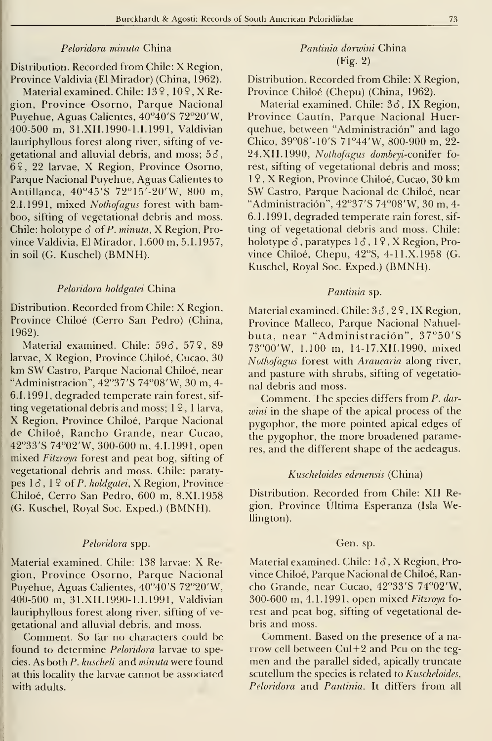### *Peloridora minuta* China

Distribution. Recorded from Chile: X Region, Province Valdivia (El Mirador) (China, 1962).

Material examined. Chile: 13♀, 10♀, X Region, Province Osorno, Parque Nacional Puyehue, Aguas Calientes, 40°40'S 72°20'W, 400-500 m, 31.XII.1990-1.I.1991, Valdivian lauriphyllous forest along river, sifting of vegetational and alluvial debris, and moss; 5♂, 6♀, 22 larvae, X Region, Province Osorno, Parque Nacional Puyehue, Aguas Calientes to Antillanca, 40°45'S 72°15'-20'W, 800 m, 2.I.1991, mixed *Nothofagus* forest with bamboo, sifting of vegetational debris and moss. Chile: holotype ♂ of *P. minuta*, X Region, Province Valdivia, El Mirador, 1.600 m, 5.I.1957, in soil (G. Kuschel) (BMNH).

### *Peloridora holdgatei* China

Distribution. Recorded from Chile: X Region, Province Chiloé (Cerro San Pedro) (China, 1962).

Material examined. Chile: 59♂, 57♀, 89 larvae, X Region, Province Chiloé, Cucao, 30 km SW Castro, Parque Nacional Chiloé, near "Administracion", 42°37'S 74°08'W, 30 m, 4-6.I.1991, degraded temperate rain forest, sifting vegetational debris and moss; 1♀, 1 larva, X Region, Province Chiloé, Parque Nacional de Chiloé, Rancho Grande, near Cucao, 42°33'S 74°02'W, 300-600 m, 4.I.1991, open mixed *Fitzroya* forest and peat bog, sifting of vegetational debris and moss. Chile: paratypes 1♂, 1♀ of *P. holdgatei*, X Region, Province Chiloé, Cerro San Pedro, 600 m, 8.XI.1958 (G. Kuschel, Royal Soc. Exped.) (BMNH).

### *Peloridora* spp.

Material examined. Chile: 138 larvae: X Region, Province Osorno, Parque Nacional Puyehue, Aguas Calientes, 40°40'S 72°20'W, 400-500 m, 31.XII.1990-1.I.1991, Valdivian lauriphyllous forest along river, sifting of vegetational and alluvial debris, and moss.

Comment. So far no characters could be found to determine *Peloridora* larvae to species. As both *P. kuscheli* and *minuta* were found at this locality the larvae cannot be associated with adults.

### *Pantinia darwini* China (Fig. 2)

Distribution. Recorded from Chile: X Region, Province Chiloé (Chepu) (China, 1962).

Material examined. Chile: 3♂, IX Region, Province Cautín, Parque Nacional Huerquehue, between "Administración" and lago Chico, 39°08'-10'S 71°44'W, 800-900 m, 22-24.XII.1990, *Nothofagus dombeyi*-conifer forest, sifting of vegetational debris and moss; 1♀, X Region, Province Chiloé, Cucao, 30 km SW Castro, Parque Nacional de Chiloé, near "Administración", 42°37'S 74°08'W, 30 m, 4-6.I.1991, degraded temperate rain forest, sifting of vegetational debris and moss. Chile: holotype ♂, paratypes 1♂, 1♀, X Region, Province Chiloé, Chepu, 42°S, 4-11.X.1958 (G. Kuschel, Royal Soc. Exped.) (BMNH).

### *Pantinia* sp.

Material examined. Chile: 3♂, 2♀, IX Region, Province Malleco, Parque Nacional Nahuelbuta, near "Administración", 37°50'S 73°00'W, 1.100 m, 14-17.XII.1990, mixed *Nothofagus* forest with *Araucaria* along river, and pasture with shrubs, sifting of vegetational debris and moss.

Comment. The species differs from *P. darwini* in the shape of the apical process of the pygophor, the more pointed apical edges of the pygophor, the more broadened parameres, and the different shape of the aedeagus.

### *Kuscheloides edenensis* (China)

Distribution. Recorded from Chile: XII Region, Province Última Esperanza (Isla Wellington).

### Gen. sp.

Material examined. Chile: 1♂, X Region, Province Chiloé, Parque Nacional de Chiloé, Rancho Grande, near Cucao, 42°33'S 74°02'W, 300-600 m, 4.I.1991, open mixed *Fitzroya* forest and peat bog, sifting of vegetational debris and moss.

Comment. Based on the presence of a narrow cell between Cu1+2 and Pcu on the tegmen and the parallel sided, apically truncate scutellum the species is related to *Kuscheloides*, *Peloridora* and *Pantinia*. It differs from all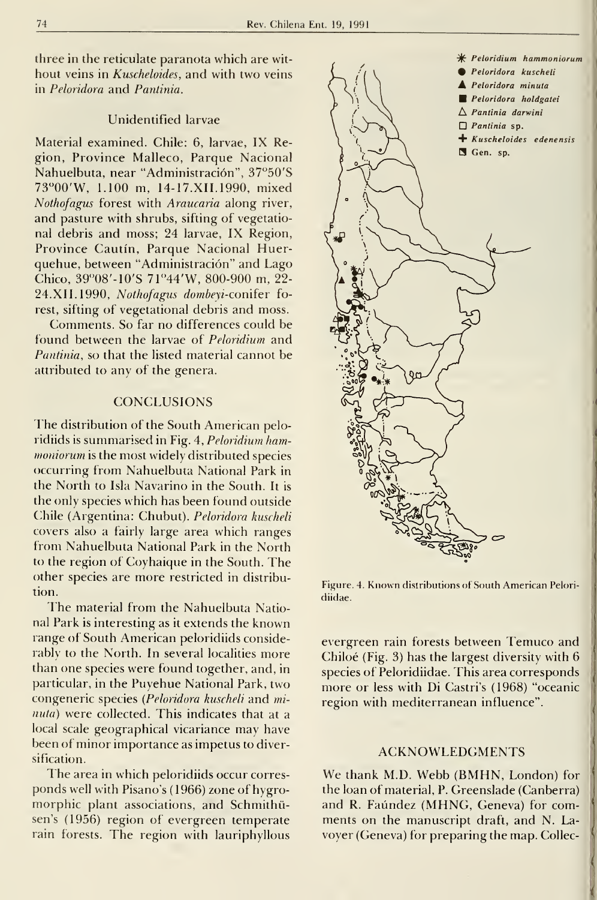three in the reticulate paranota which are without veins in *Kuscheloides*, and with two veins in *Peloridora* and *Pantinia*.

### Unidentified larvae

Material examined. Chile: 6, larvae, IX Region, Province Malleco, Parque Nacional Nahuelbuta, near "Administración", 37°50'S 73°00'W, 1.100 m, 14-17.XII.1990, mixed *Nothofagus* forest with *Araucaria* along river, and pasture with shrubs, sifting of vegetational debris and moss; 24 larvae, IX Region, Province Cautín, Parque Nacional Huerquehue, between "Administración" and Lago Chico, 39°08'-10'S 71°44'W, 800-900 m, 22-24.XII.1990, *Nothofagus dombeyi*-conifer forest, sifting of vegetational debris and moss.

Comments. So far no differences could be found between the larvae of *Peloridium* and *Pantinia*, so that the listed material cannot be attributed to any of the genera.

## CONCLUSIONS

The distribution of the South American peloridiids is summarised in Fig. 4, *Peloridium hammoniorum* is the most widely distributed species occurring from Nahuelbuta National Park in the North to Isla Navarino in the South. It is the only species which has been found outside Chile (Argentina: Chubut). *Peloridora kuscheli* covers also a fairly large area which ranges from Nahuelbuta National Park in the North to the region of Coyhaique in the South. The other species are more restricted in distribution.

The material from the Nahuelbuta National Park is interesting as it extends the known range of South American peloridiids considerably to the North. In several localities more than one species were found together, and, in particular, in the Puyehue National Park, two congeneric species (*Peloridora kuscheli* and *minuta*) were collected. This indicates that at a local scale geographical vicariance may have been of minor importance as impetus to diversification.

The area in which peloridiids occur corresponds well with Pisano's (1966) zone of hygromorphic plant associations, and Schmithüsen's (1956) region of evergreen temperate rain forests. The region with lauriphyllous evergreen rain forests between Temuco and Chiloé (Fig. 3) has the largest diversity with 6 species of Peloridiidae. This area corresponds more or less with Di Castri's (1968) "oceanic region with mediterranean influence".

Figure. 4. Known distributions of South American Peloridiidae.

## ACKNOWLEDGMENTS

We thank M.D. Webb (BMHN, London) for the loan of material, P. Greenslade (Canberra) and R. Faúndez (MHNG, Geneva) for comments on the manuscript draft, and N. Lavoyer (Geneva) for preparing the map. Collec-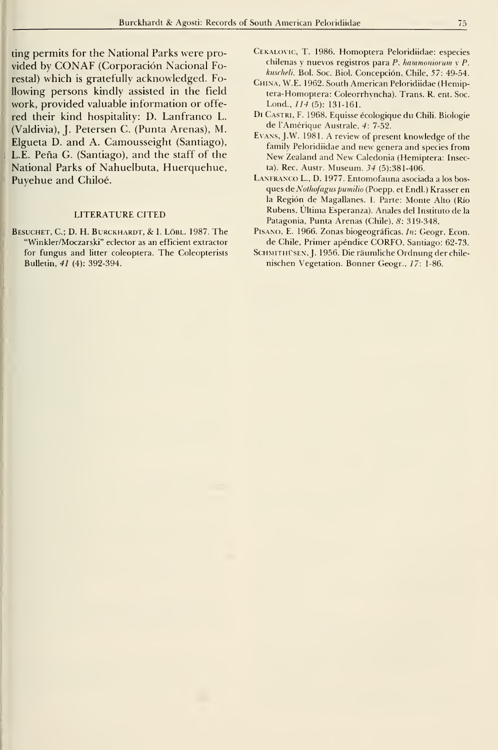ting permits for the National Parks were provided by CONAF (Corporación Nacional Forestal) which is gratefully acknowledged. Following persons kindly assisted in the field work, provided valuable information or offered their kind hospitality: D. Lanfranco L. (Valdivia), J. Petersen C. (Punta Arenas), M. Elgueta D. and A. Camousseight (Santiago), L.E. Peña G. (Santiago), and the staff of the National Parks of Nahuelbuta, Huerquehue, Puyehue and Chiloé.

## LITERATURE CITED

Besuchet, C.; D. H. Burckhardt, & I. Löbl. 1987. The "Winkler/Moczarski" eclector as an efficient extractor for fungus and litter coleoptera. The Coleopterists Bulletin, *41* (4): 392-394.

Cekalovic, T. 1986. Homoptera Peloridiidae: especies chilenas y nuevos registros para *P. hammoniorum* y *P. kuscheli*. Bol. Soc. Biol. Concepción, Chile, *57*: 49-54.

China, W.E. 1962. South American Peloridiidae (Hemiptera-Homoptera: Coleorrhyncha). Trans. R. ent. Soc. Lond., *114* (5): 131-161.

Di Castri, F. 1968. Equisse écologique du Chili. Biologie de l'Amérique Australe, *4*: 7-52.

Evans, J.W. 1981. A review of present knowledge of the family Peloridiidae and new genera and species from New Zealand and New Caledonia (Hemiptera: Insecta). Rec. Austr. Museum. *34* (5):381-406.

Lanfranco L., D. 1977. Entomofauna asociada a los bosques de *Nothofagus pumilio* (Poepp. et Endl.) Krasser en la Región de Magallanes. 1. Parte: Monte Alto (Río Rubens, Última Esperanza). Anales del Instituto de la Patagonia, Punta Arenas (Chile), *8*: 319-348.

Pisano, E. 1966. Zonas biogeográficas. *In*: Geogr. Econ. de Chile, Primer apéndice CORFO, Santiago: 62-73.

Schmithüsen, J. 1956. Die räumliche Ordnung der chilenischen Vegetation. Bonner Geogr., *17*: 1-86.